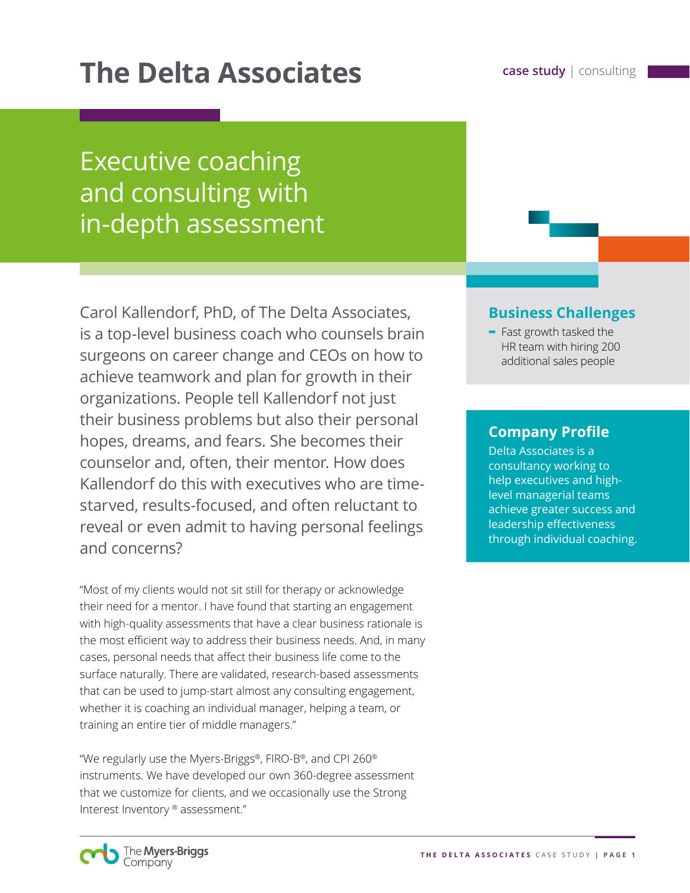# The Delta Associates

**case study** | consulting

## Executive coaching and consulting with in-depth assessment

Carol Kallendorf, PhD, of The Delta Associates, is a top-level business coach who counsels brain surgeons on career change and CEOs on how to achieve teamwork and plan for growth in their organizations. People tell Kallendorf not just their business problems but also their personal hopes, dreams, and fears. She becomes their counselor and, often, their mentor. How does Kallendorf do this with executives who are time-starved, results-focused, and often reluctant to reveal or even admit to having personal feelings and concerns?

"Most of my clients would not sit still for therapy or acknowledge their need for a mentor. I have found that starting an engagement with high-quality assessments that have a clear business rationale is the most efficient way to address their business needs. And, in many cases, personal needs that affect their business life come to the surface naturally. There are validated, research-based assessments that can be used to jump-start almost any consulting engagement, whether it is coaching an individual manager, helping a team, or training an entire tier of middle managers."

"We regularly use the Myers-Briggs®, FIRO-B®, and CPI 260® instruments. We have developed our own 360-degree assessment that we customize for clients, and we occasionally use the Strong Interest Inventory ® assessment."

### Business Challenges

- Fast growth tasked the HR team with hiring 200 additional sales people

### Company Profile

Delta Associates is a consultancy working to help executives and high-level managerial teams achieve greater success and leadership effectiveness through individual coaching.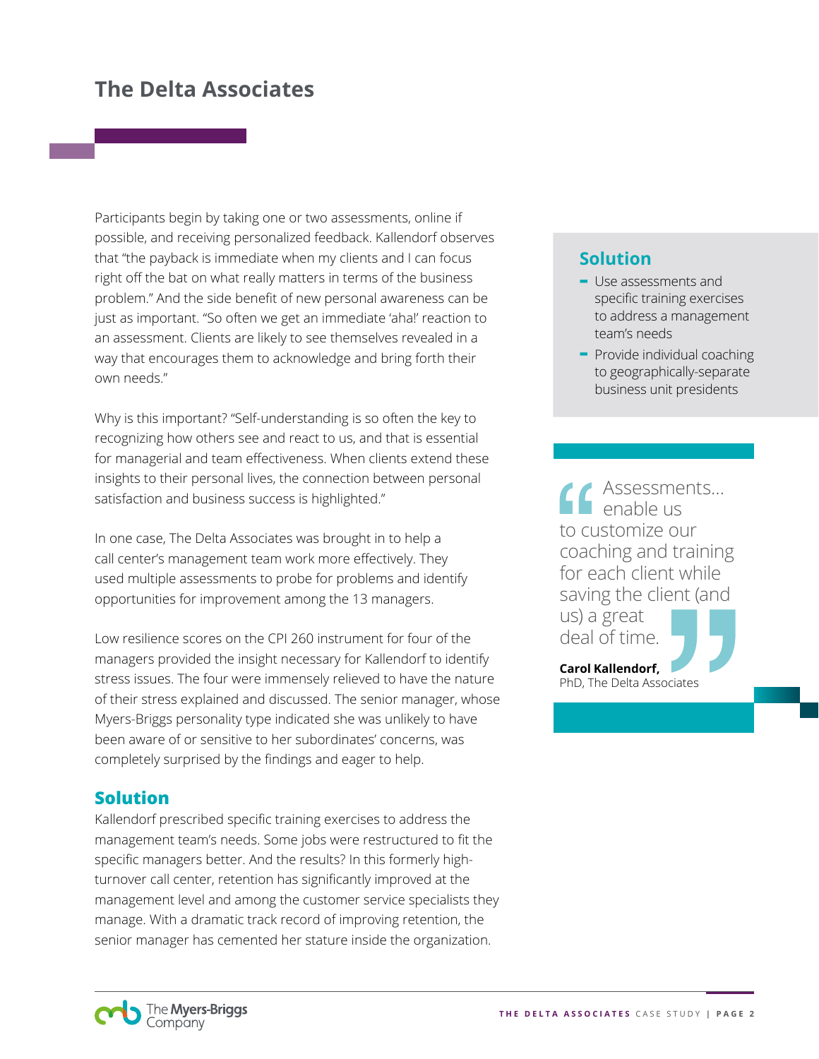## The Delta Associates

Participants begin by taking one or two assessments, online if possible, and receiving personalized feedback. Kallendorf observes that "the payback is immediate when my clients and I can focus right off the bat on what really matters in terms of the business problem." And the side benefit of new personal awareness can be just as important. "So often we get an immediate 'aha!' reaction to an assessment. Clients are likely to see themselves revealed in a way that encourages them to acknowledge and bring forth their own needs."

Why is this important? "Self-understanding is so often the key to recognizing how others see and react to us, and that is essential for managerial and team effectiveness. When clients extend these insights to their personal lives, the connection between personal satisfaction and business success is highlighted."

In one case, The Delta Associates was brought in to help a call center's management team work more effectively. They used multiple assessments to probe for problems and identify opportunities for improvement among the 13 managers.

Low resilience scores on the CPI 260 instrument for four of the managers provided the insight necessary for Kallendorf to identify stress issues. The four were immensely relieved to have the nature of their stress explained and discussed. The senior manager, whose Myers-Briggs personality type indicated she was unlikely to have been aware of or sensitive to her subordinates' concerns, was completely surprised by the findings and eager to help.

### Solution

Kallendorf prescribed specific training exercises to address the management team's needs. Some jobs were restructured to fit the specific managers better. And the results? In this formerly high-turnover call center, retention has significantly improved at the management level and among the customer service specialists they manage. With a dramatic track record of improving retention, the senior manager has cemented her stature inside the organization.

### Solution

- Use assessments and specific training exercises to address a management team's needs
- Provide individual coaching to geographically-separate business unit presidents

> "Assessments... enable us to customize our coaching and training for each client while saving the client (and us) a great deal of time."
>
> **Carol Kallendorf,** PhD, The Delta Associates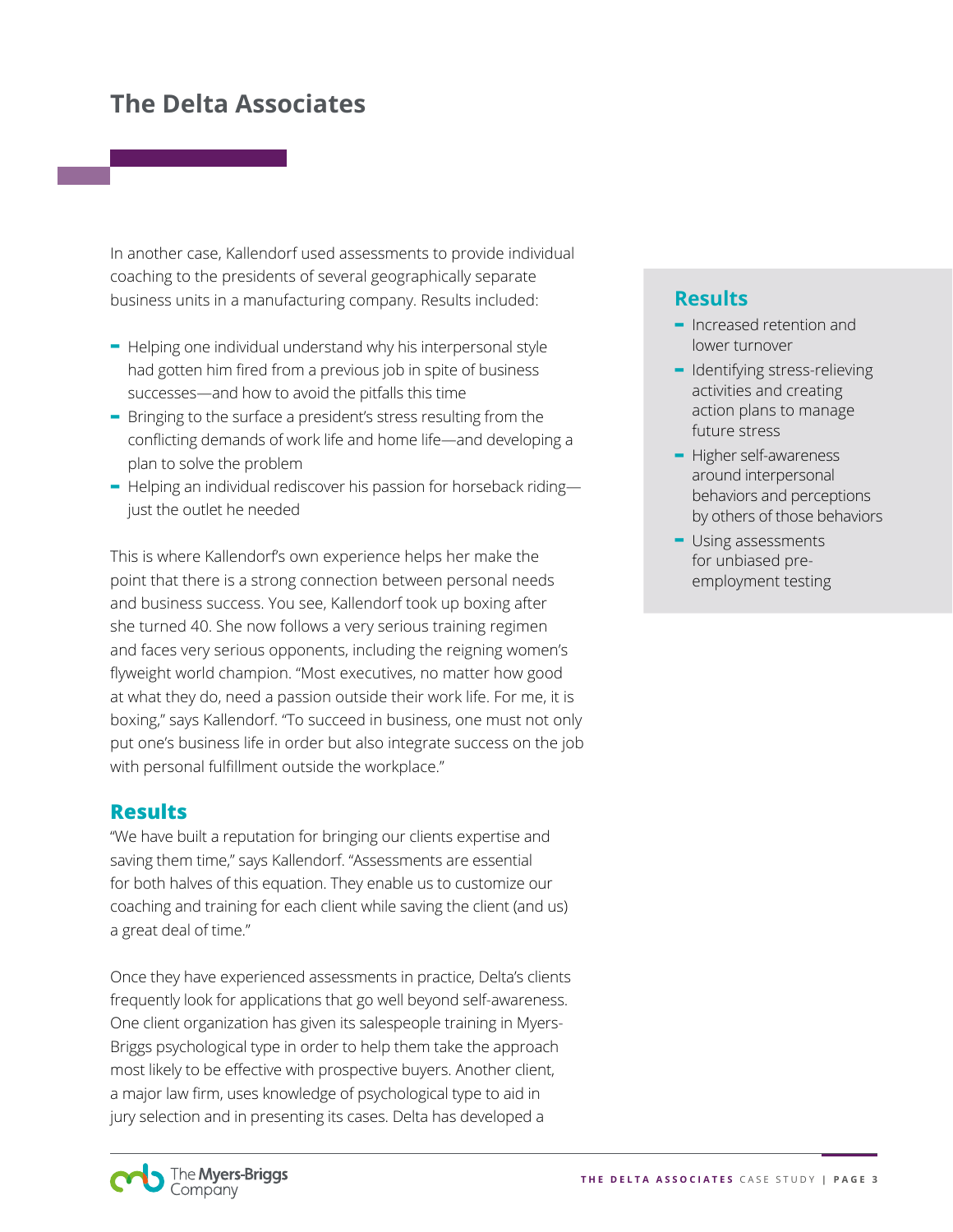# The Delta Associates

In another case, Kallendorf used assessments to provide individual coaching to the presidents of several geographically separate business units in a manufacturing company. Results included:

- Helping one individual understand why his interpersonal style had gotten him fired from a previous job in spite of business successes—and how to avoid the pitfalls this time
- Bringing to the surface a president's stress resulting from the conflicting demands of work life and home life—and developing a plan to solve the problem
- Helping an individual rediscover his passion for horseback riding—just the outlet he needed

This is where Kallendorf's own experience helps her make the point that there is a strong connection between personal needs and business success. You see, Kallendorf took up boxing after she turned 40. She now follows a very serious training regimen and faces very serious opponents, including the reigning women's flyweight world champion. "Most executives, no matter how good at what they do, need a passion outside their work life. For me, it is boxing," says Kallendorf. "To succeed in business, one must not only put one's business life in order but also integrate success on the job with personal fulfillment outside the workplace."

## Results

"We have built a reputation for bringing our clients expertise and saving them time," says Kallendorf. "Assessments are essential for both halves of this equation. They enable us to customize our coaching and training for each client while saving the client (and us) a great deal of time."

Once they have experienced assessments in practice, Delta's clients frequently look for applications that go well beyond self-awareness. One client organization has given its salespeople training in Myers-Briggs psychological type in order to help them take the approach most likely to be effective with prospective buyers. Another client, a major law firm, uses knowledge of psychological type to aid in jury selection and in presenting its cases. Delta has developed a

## Results

- Increased retention and lower turnover
- Identifying stress-relieving activities and creating action plans to manage future stress
- Higher self-awareness around interpersonal behaviors and perceptions by others of those behaviors
- Using assessments for unbiased pre-employment testing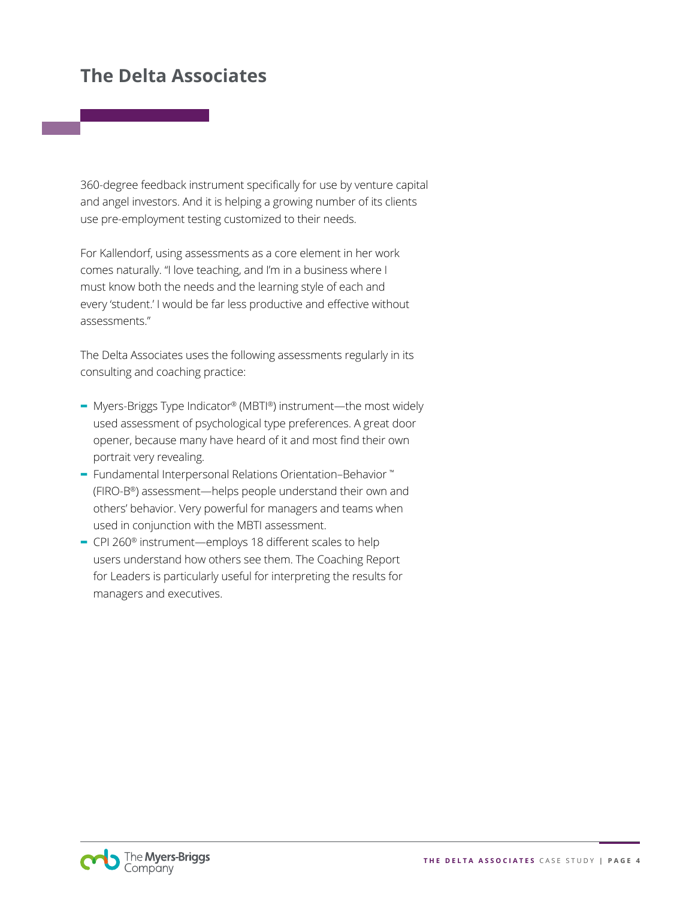360-degree feedback instrument specifically for use by venture capital and angel investors. And it is helping a growing number of its clients use pre-employment testing customized to their needs.

For Kallendorf, using assessments as a core element in her work comes naturally. "I love teaching, and I'm in a business where I must know both the needs and the learning style of each and every 'student.' I would be far less productive and effective without assessments."

The Delta Associates uses the following assessments regularly in its consulting and coaching practice:

- Myers-Briggs Type Indicator® (MBTI®) instrument—the most widely used assessment of psychological type preferences. A great door opener, because many have heard of it and most find their own portrait very revealing.
- Fundamental Interpersonal Relations Orientation–Behavior ™ (FIRO-B®) assessment—helps people understand their own and others' behavior. Very powerful for managers and teams when used in conjunction with the MBTI assessment.
- CPI 260® instrument—employs 18 different scales to help users understand how others see them. The Coaching Report for Leaders is particularly useful for interpreting the results for managers and executives.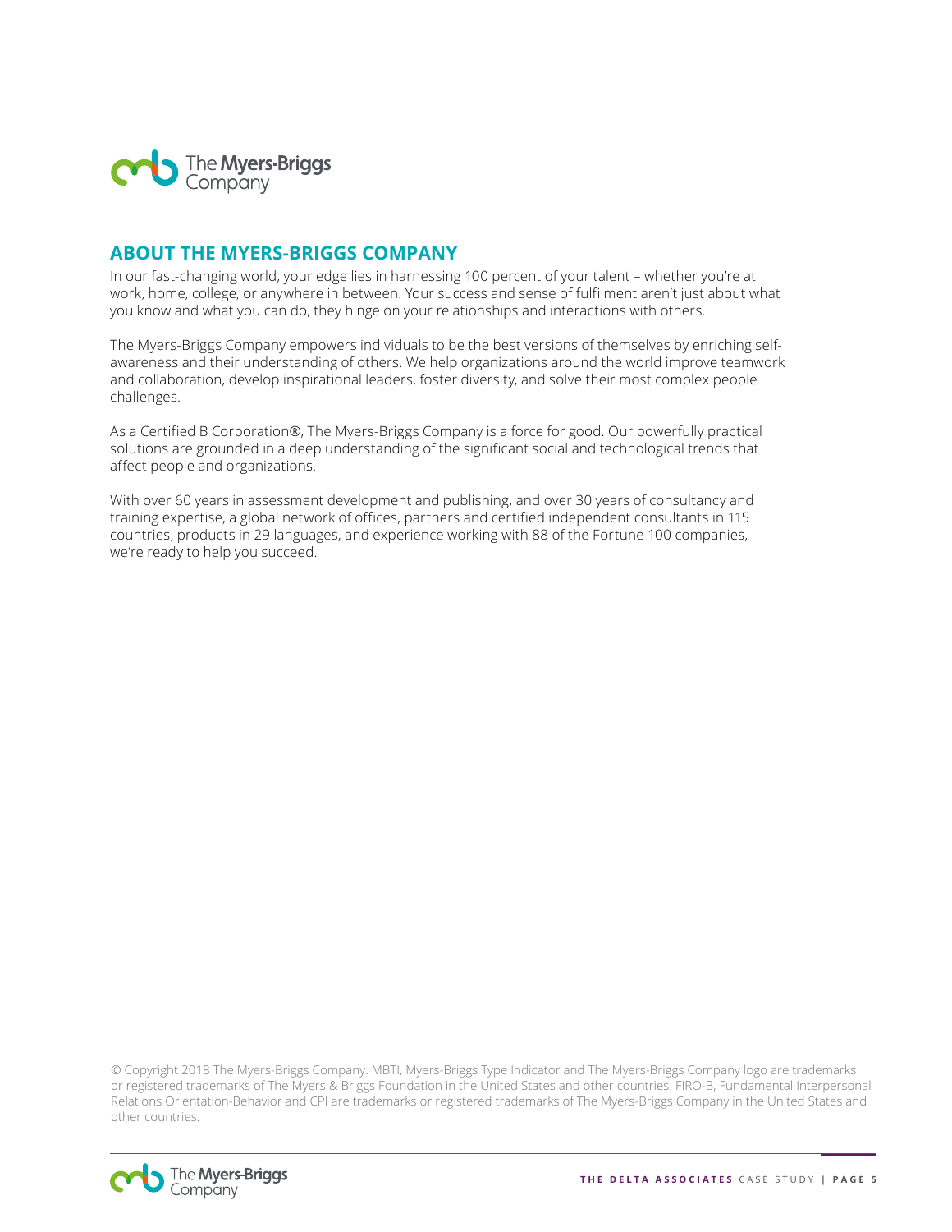## ABOUT THE MYERS-BRIGGS COMPANY

In our fast-changing world, your edge lies in harnessing 100 percent of your talent – whether you're at work, home, college, or anywhere in between. Your success and sense of fulfilment aren't just about what you know and what you can do, they hinge on your relationships and interactions with others.

The Myers-Briggs Company empowers individuals to be the best versions of themselves by enriching self-awareness and their understanding of others. We help organizations around the world improve teamwork and collaboration, develop inspirational leaders, foster diversity, and solve their most complex people challenges.

As a Certified B Corporation®, The Myers-Briggs Company is a force for good. Our powerfully practical solutions are grounded in a deep understanding of the significant social and technological trends that affect people and organizations.

With over 60 years in assessment development and publishing, and over 30 years of consultancy and training expertise, a global network of offices, partners and certified independent consultants in 115 countries, products in 29 languages, and experience working with 88 of the Fortune 100 companies, we're ready to help you succeed.

© Copyright 2018 The Myers-Briggs Company. MBTI, Myers-Briggs Type Indicator and The Myers-Briggs Company logo are trademarks or registered trademarks of The Myers & Briggs Foundation in the United States and other countries. FIRO-B, Fundamental Interpersonal Relations Orientation-Behavior and CPI are trademarks or registered trademarks of The Myers-Briggs Company in the United States and other countries.